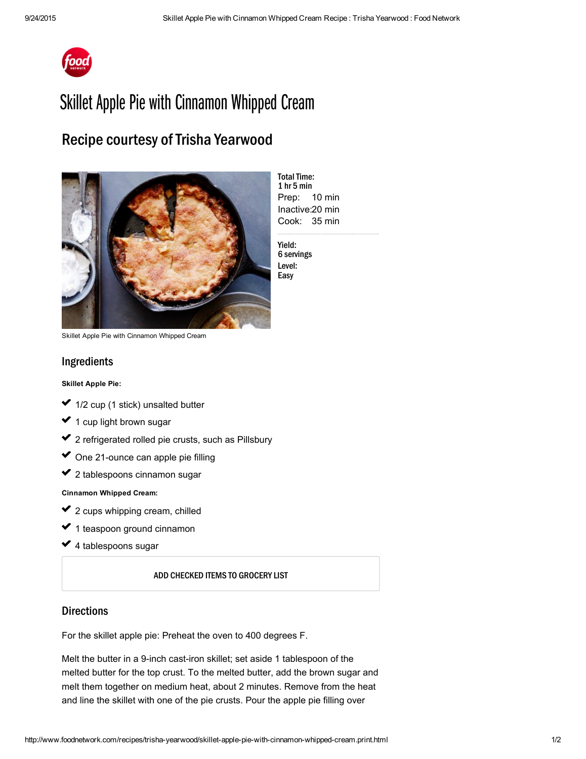# Skillet Apple Pie with Cinnamon Whipped Cream

## Recipe courtesy of Trisha Yearwood

Skillet Apple Pie with Cinnamon Whipped Cream

**Total Time:**
1 hr 5 min
Prep: 10 min
Inactive: 20 min
Cook: 35 min

**Yield:**
6 servings
**Level:**
Easy

## Ingredients

**Skillet Apple Pie:**

- 1/2 cup (1 stick) unsalted butter
- 1 cup light brown sugar
- 2 refrigerated rolled pie crusts, such as Pillsbury
- One 21-ounce can apple pie filling
- 2 tablespoons cinnamon sugar

**Cinnamon Whipped Cream:**

- 2 cups whipping cream, chilled
- 1 teaspoon ground cinnamon
- 4 tablespoons sugar

ADD CHECKED ITEMS TO GROCERY LIST

## Directions

For the skillet apple pie: Preheat the oven to 400 degrees F.

Melt the butter in a 9-inch cast-iron skillet; set aside 1 tablespoon of the melted butter for the top crust. To the melted butter, add the brown sugar and melt them together on medium heat, about 2 minutes. Remove from the heat and line the skillet with one of the pie crusts. Pour the apple pie filling over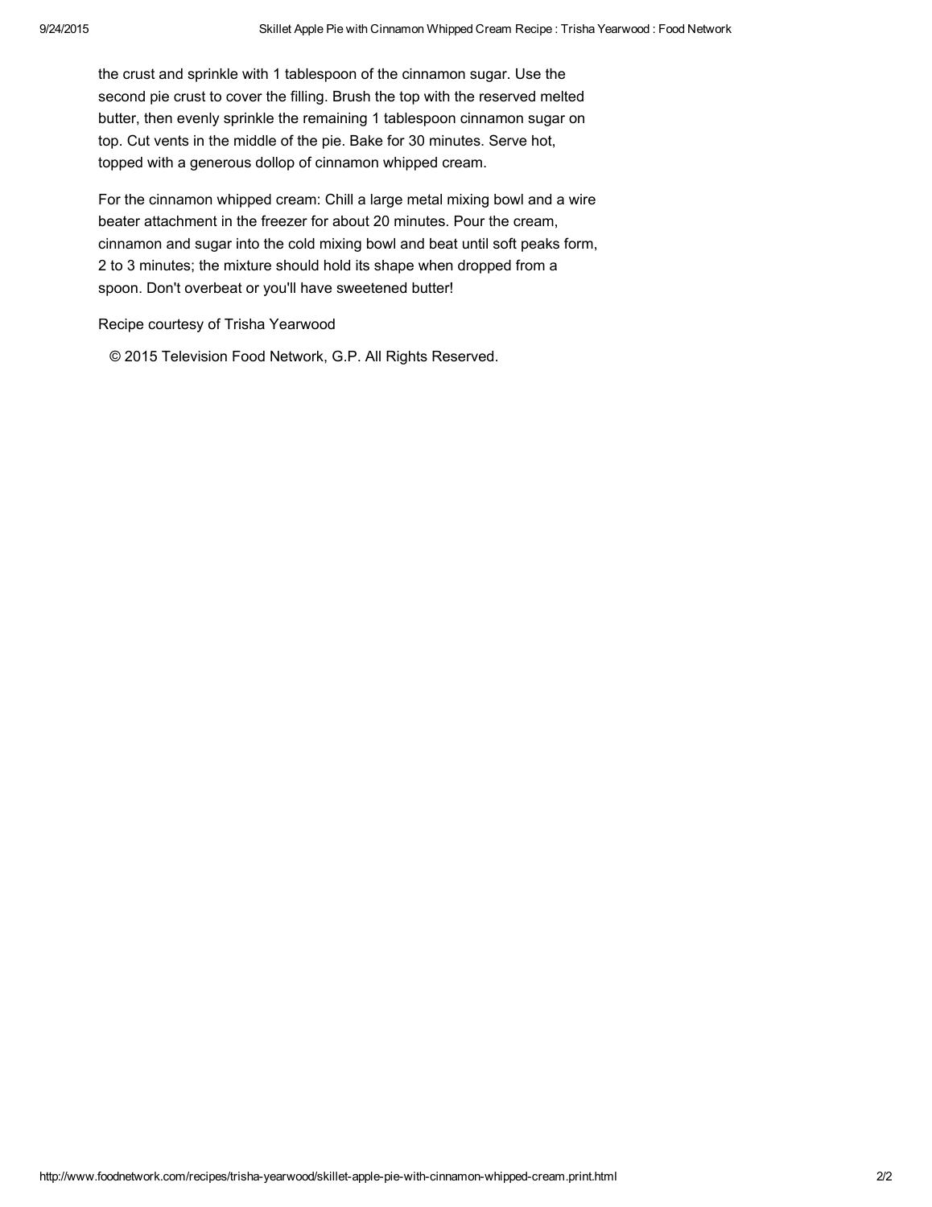the crust and sprinkle with 1 tablespoon of the cinnamon sugar. Use the second pie crust to cover the filling. Brush the top with the reserved melted butter, then evenly sprinkle the remaining 1 tablespoon cinnamon sugar on top. Cut vents in the middle of the pie. Bake for 30 minutes. Serve hot, topped with a generous dollop of cinnamon whipped cream.

For the cinnamon whipped cream: Chill a large metal mixing bowl and a wire beater attachment in the freezer for about 20 minutes. Pour the cream, cinnamon and sugar into the cold mixing bowl and beat until soft peaks form, 2 to 3 minutes; the mixture should hold its shape when dropped from a spoon. Don't overbeat or you'll have sweetened butter!

Recipe courtesy of Trisha Yearwood

© 2015 Television Food Network, G.P. All Rights Reserved.